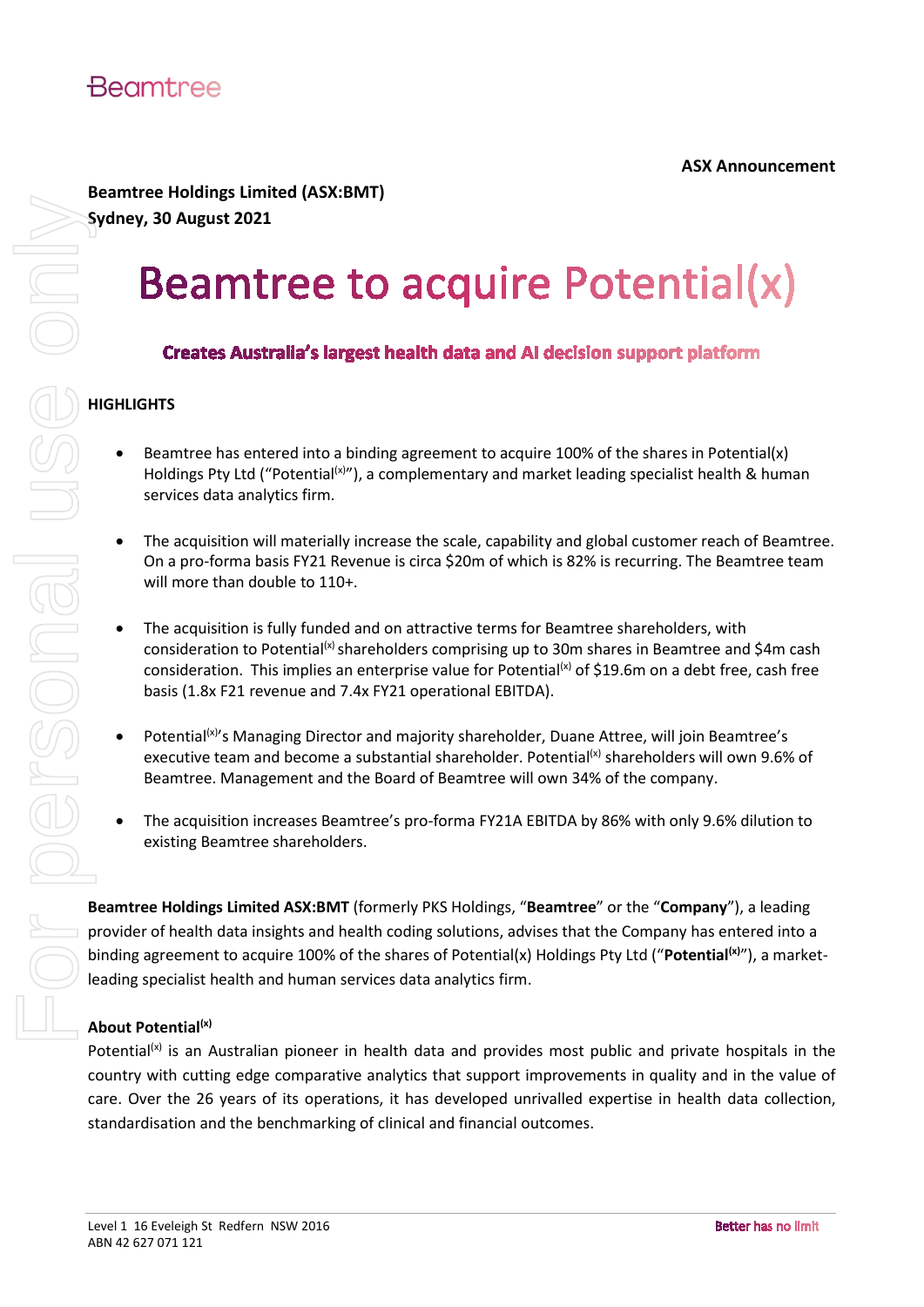Beamtree

**ASX Announcement**

**Beamtree Holdings Limited (ASX:BMT)**
**Sydney, 30 August 2021**

# Beamtree to acquire Potential(x)

## Creates Australia's largest health data and AI decision support platform

**HIGHLIGHTS**

- Beamtree has entered into a binding agreement to acquire 100% of the shares in Potential(x) Holdings Pty Ltd ("Potential(x)"), a complementary and market leading specialist health & human services data analytics firm.

- The acquisition will materially increase the scale, capability and global customer reach of Beamtree. On a pro-forma basis FY21 Revenue is circa $20m of which is 82% is recurring. The Beamtree team will more than double to 110+.

- The acquisition is fully funded and on attractive terms for Beamtree shareholders, with consideration to Potential(x) shareholders comprising up to 30m shares in Beamtree and $4m cash consideration. This implies an enterprise value for Potential(x) of $19.6m on a debt free, cash free basis (1.8x F21 revenue and 7.4x FY21 operational EBITDA).

- Potential(x)'s Managing Director and majority shareholder, Duane Attree, will join Beamtree's executive team and become a substantial shareholder. Potential(x) shareholders will own 9.6% of Beamtree. Management and the Board of Beamtree will own 34% of the company.

- The acquisition increases Beamtree's pro-forma FY21A EBITDA by 86% with only 9.6% dilution to existing Beamtree shareholders.

**Beamtree Holdings Limited ASX:BMT** (formerly PKS Holdings, "**Beamtree**" or the "**Company**"), a leading provider of health data insights and health coding solutions, advises that the Company has entered into a binding agreement to acquire 100% of the shares of Potential(x) Holdings Pty Ltd ("**Potential(x)**"), a market-leading specialist health and human services data analytics firm.

**About Potential(x)**

Potential(x) is an Australian pioneer in health data and provides most public and private hospitals in the country with cutting edge comparative analytics that support improvements in quality and in the value of care. Over the 26 years of its operations, it has developed unrivalled expertise in health data collection, standardisation and the benchmarking of clinical and financial outcomes.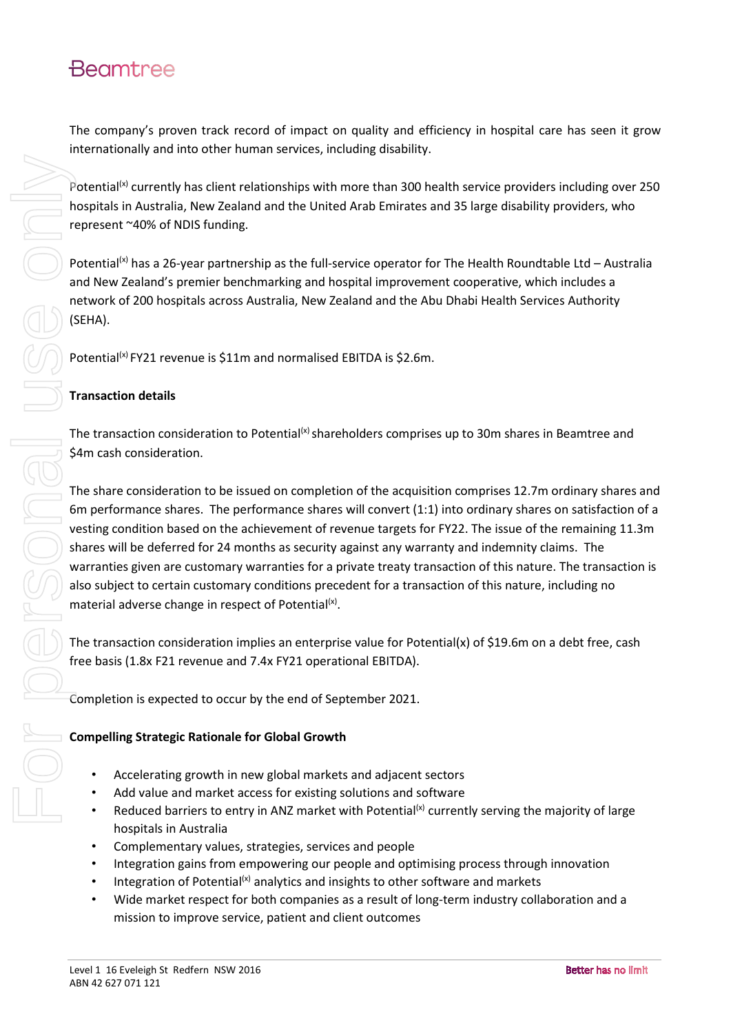The company's proven track record of impact on quality and efficiency in hospital care has seen it grow internationally and into other human services, including disability.

Potential[(x)] currently has client relationships with more than 300 health service providers including over 250 hospitals in Australia, New Zealand and the United Arab Emirates and 35 large disability providers, who represent ~40% of NDIS funding.

Potential[(x)] has a 26-year partnership as the full-service operator for The Health Roundtable Ltd – Australia and New Zealand's premier benchmarking and hospital improvement cooperative, which includes a network of 200 hospitals across Australia, New Zealand and the Abu Dhabi Health Services Authority (SEHA).

Potential[(x)] FY21 revenue is $11m and normalised EBITDA is $2.6m.

**Transaction details**

The transaction consideration to Potential[(x)] shareholders comprises up to 30m shares in Beamtree and $4m cash consideration.

The share consideration to be issued on completion of the acquisition comprises 12.7m ordinary shares and 6m performance shares. The performance shares will convert (1:1) into ordinary shares on satisfaction of a vesting condition based on the achievement of revenue targets for FY22. The issue of the remaining 11.3m shares will be deferred for 24 months as security against any warranty and indemnity claims. The warranties given are customary warranties for a private treaty transaction of this nature. The transaction is also subject to certain customary conditions precedent for a transaction of this nature, including no material adverse change in respect of Potential[(x)].

The transaction consideration implies an enterprise value for Potential(x) of $19.6m on a debt free, cash free basis (1.8x F21 revenue and 7.4x FY21 operational EBITDA).

Completion is expected to occur by the end of September 2021.

**Compelling Strategic Rationale for Global Growth**

- Accelerating growth in new global markets and adjacent sectors
- Add value and market access for existing solutions and software
- Reduced barriers to entry in ANZ market with Potential[(x)] currently serving the majority of large hospitals in Australia
- Complementary values, strategies, services and people
- Integration gains from empowering our people and optimising process through innovation
- Integration of Potential[(x)] analytics and insights to other software and markets
- Wide market respect for both companies as a result of long-term industry collaboration and a mission to improve service, patient and client outcomes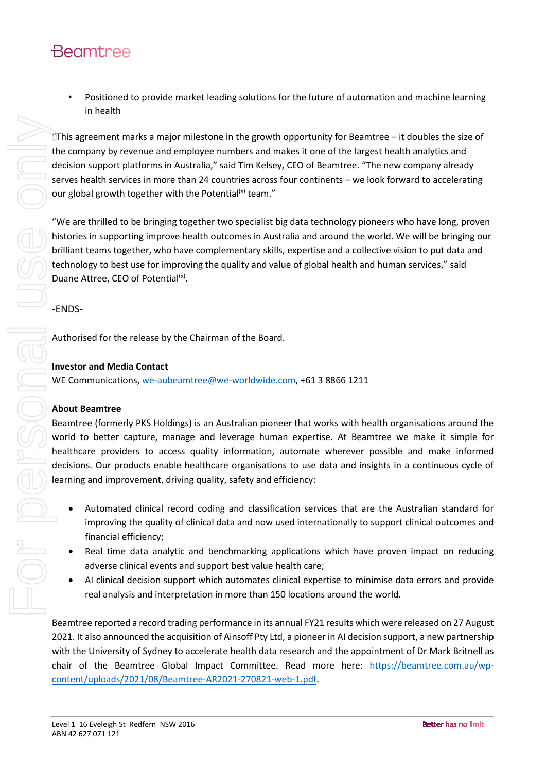- Positioned to provide market leading solutions for the future of automation and machine learning in health

"This agreement marks a major milestone in the growth opportunity for Beamtree – it doubles the size of the company by revenue and employee numbers and makes it one of the largest health analytics and decision support platforms in Australia," said Tim Kelsey, CEO of Beamtree. "The new company already serves health services in more than 24 countries across four continents – we look forward to accelerating our global growth together with the Potential(x) team."

"We are thrilled to be bringing together two specialist big data technology pioneers who have long, proven histories in supporting improve health outcomes in Australia and around the world. We will be bringing our brilliant teams together, who have complementary skills, expertise and a collective vision to put data and technology to best use for improving the quality and value of global health and human services," said Duane Attree, CEO of Potential(x).

-ENDS-

Authorised for the release by the Chairman of the Board.

**Investor and Media Contact**
WE Communications, we-aubeamtree@we-worldwide.com, +61 3 8866 1211

**About Beamtree**

Beamtree (formerly PKS Holdings) is an Australian pioneer that works with health organisations around the world to better capture, manage and leverage human expertise. At Beamtree we make it simple for healthcare providers to access quality information, automate wherever possible and make informed decisions. Our products enable healthcare organisations to use data and insights in a continuous cycle of learning and improvement, driving quality, safety and efficiency:

- Automated clinical record coding and classification services that are the Australian standard for improving the quality of clinical data and now used internationally to support clinical outcomes and financial efficiency;
- Real time data analytic and benchmarking applications which have proven impact on reducing adverse clinical events and support best value health care;
- AI clinical decision support which automates clinical expertise to minimise data errors and provide real analysis and interpretation in more than 150 locations around the world.

Beamtree reported a record trading performance in its annual FY21 results which were released on 27 August 2021. It also announced the acquisition of Ainsoff Pty Ltd, a pioneer in AI decision support, a new partnership with the University of Sydney to accelerate health data research and the appointment of Dr Mark Britnell as chair of the Beamtree Global Impact Committee. Read more here: https://beamtree.com.au/wp-content/uploads/2021/08/Beamtree-AR2021-270821-web-1.pdf.